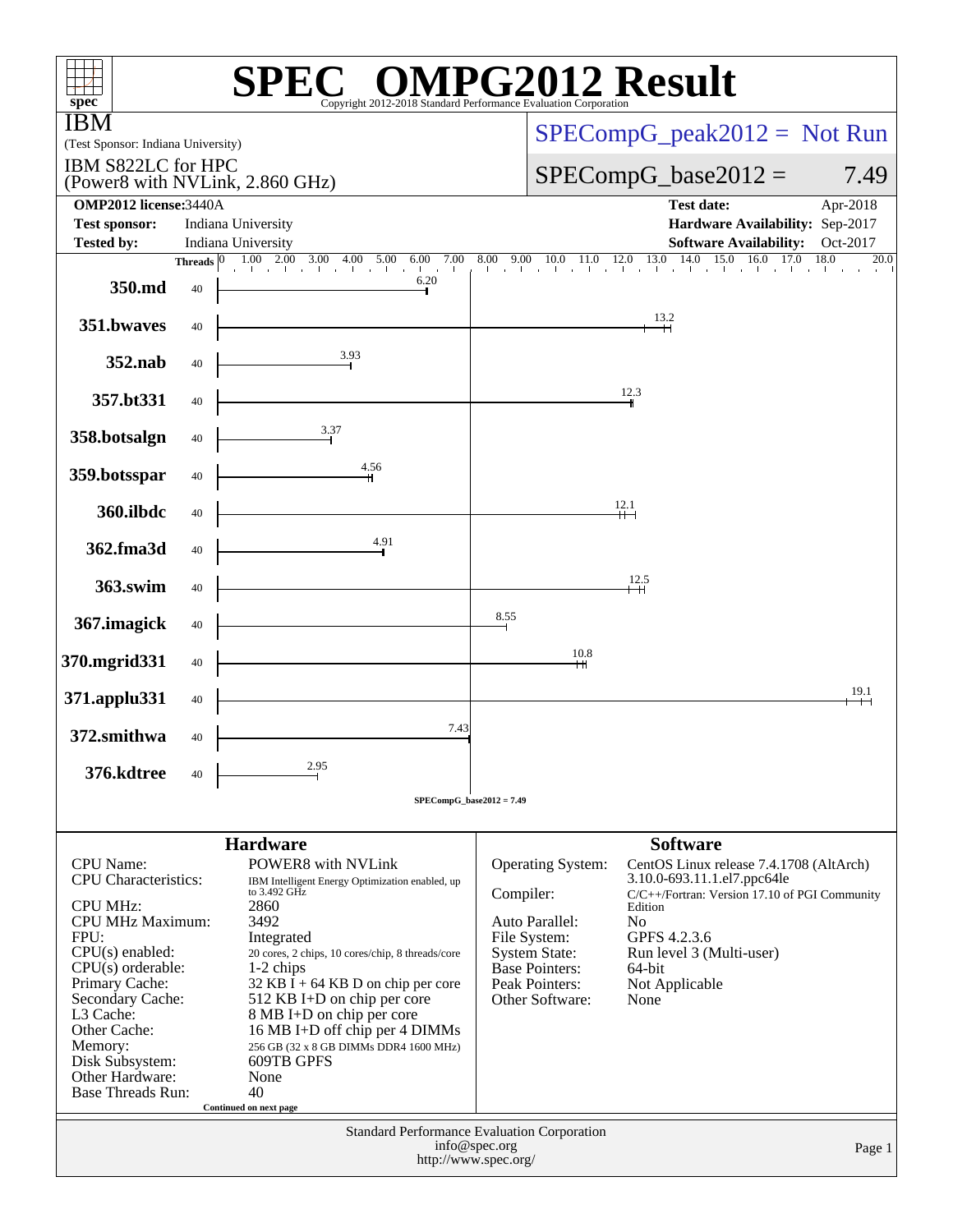# SPEC OMPG2012 Result

Copyright 2012-2018 Standard Performance Evaluation Corporation

**IBM**

(Test Sponsor: Indiana University)

IBM S822LC for HPC
(Power8 with NVLink, 2.860 GHz)

SPECompG_peak2012 = Not Run

SPECompG_base2012 = 7.49

| | | | |
|---|---|---|---|
| **OMP2012 license:** 3440A | | **Test date:** | Apr-2018 |
| **Test sponsor:** | Indiana University | **Hardware Availability:** | Sep-2017 |
| **Tested by:** | Indiana University | **Software Availability:** | Oct-2017 |

| Benchmark | Threads | Base Ratio |
|---|---|---|
| 350.md | 40 | 6.20 |
| 351.bwaves | 40 | 13.2 |
| 352.nab | 40 | 3.93 |
| 357.bt331 | 40 | 12.3 |
| 358.botsalgn | 40 | 3.37 |
| 359.botsspar | 40 | 4.56 |
| 360.ilbdc | 40 | 12.1 |
| 362.fma3d | 40 | 4.91 |
| 363.swim | 40 | 12.5 |
| 367.imagick | 40 | 8.55 |
| 370.mgrid331 | 40 | 10.8 |
| 371.applu331 | 40 | 19.1 |
| 372.smithwa | 40 | 7.43 |
| 376.kdtree | 40 | 2.95 |

SPECompG_base2012 = 7.49

## Hardware

| | |
|---|---|
| CPU Name: | POWER8 with NVLink |
| CPU Characteristics: | IBM Intelligent Energy Optimization enabled, up to 3.492 GHz |
| CPU MHz: | 2860 |
| CPU MHz Maximum: | 3492 |
| FPU: | Integrated |
| CPU(s) enabled: | 20 cores, 2 chips, 10 cores/chip, 8 threads/core |
| CPU(s) orderable: | 1-2 chips |
| Primary Cache: | 32 KB I + 64 KB D on chip per core |
| Secondary Cache: | 512 KB I+D on chip per core |
| L3 Cache: | 8 MB I+D on chip per core |
| Other Cache: | 16 MB I+D off chip per 4 DIMMs |
| Memory: | 256 GB (32 x 8 GB DIMMs DDR4 1600 MHz) |
| Disk Subsystem: | 609TB GPFS |
| Other Hardware: | None |
| Base Threads Run: | 40 |

Continued on next page

## Software

| | |
|---|---|
| Operating System: | CentOS Linux release 7.4.1708 (AltArch) 3.10.0-693.11.1.el7.ppc64le |
| Compiler: | C/C++/Fortran: Version 17.10 of PGI Community Edition |
| Auto Parallel: | No |
| File System: | GPFS 4.2.3.6 |
| System State: | Run level 3 (Multi-user) |
| Base Pointers: | 64-bit |
| Peak Pointers: | Not Applicable |
| Other Software: | None |

Standard Performance Evaluation Corporation
info@spec.org
http://www.spec.org/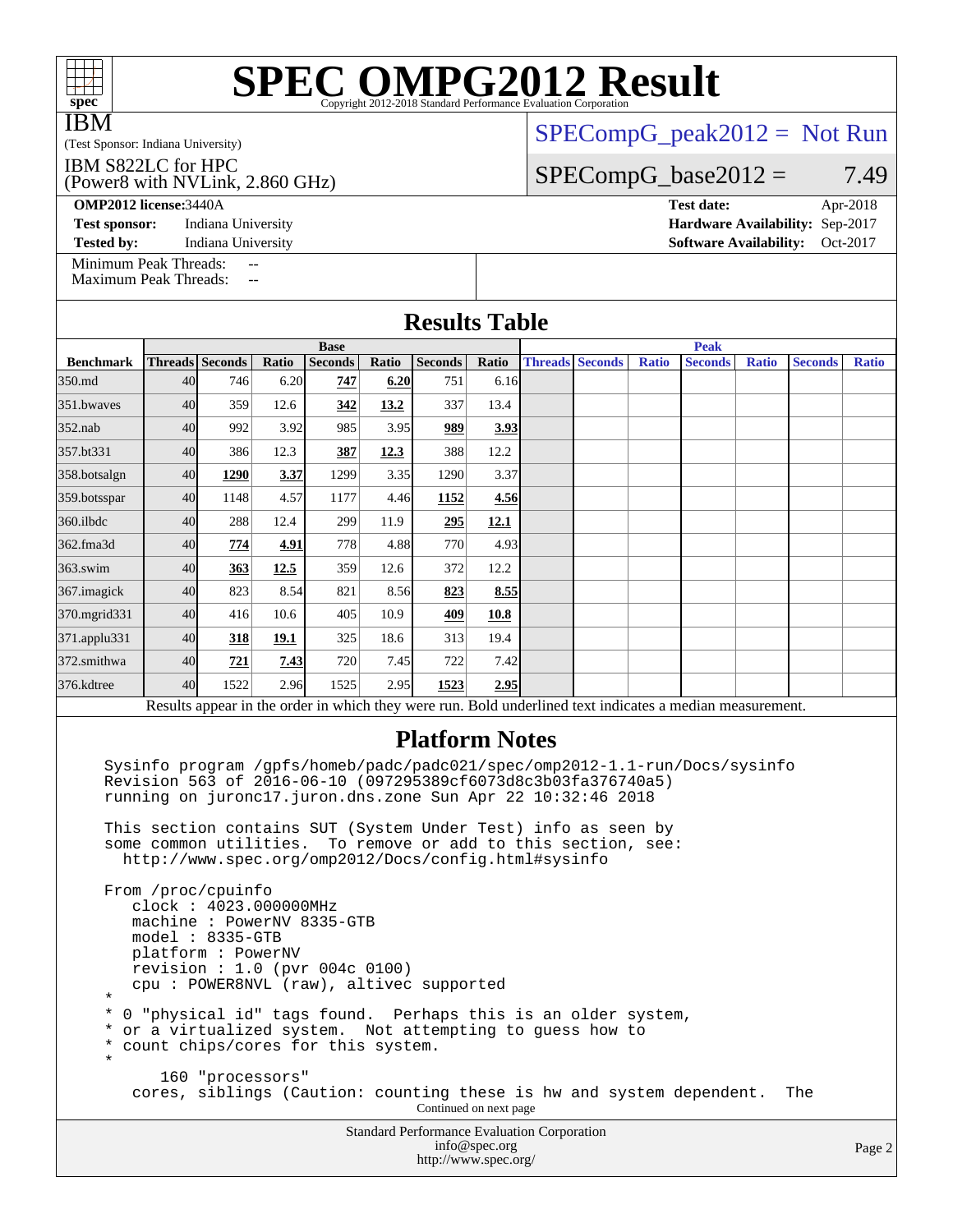# SPEC OMPG2012 Result

Copyright 2012-2018 Standard Performance Evaluation Corporation

IBM

(Test Sponsor: Indiana University)

IBM S822LC for HPC
(Power8 with NVLink, 2.860 GHz)

SPECompG_peak2012 = Not Run

SPECompG_base2012 = 7.49

**OMP2012 license:** 3440A | **Test date:** Apr-2018
**Test sponsor:** Indiana University | **Hardware Availability:** Sep-2017
**Tested by:** Indiana University | **Software Availability:** Oct-2017

Minimum Peak Threads: --
Maximum Peak Threads: --

## Results Table

| Benchmark | Base | | | | | | | Peak | | | | | | |
|---|---|---|---|---|---|---|---|---|---|---|---|---|---|---|
| | Threads | Seconds | Ratio | Seconds | Ratio | Seconds | Ratio | Threads | Seconds | Ratio | Seconds | Ratio | Seconds | Ratio |
| 350.md | 40 | 746 | 6.20 | **747** | **6.20** | 751 | 6.16 | | | | | | | |
| 351.bwaves | 40 | 359 | 12.6 | **342** | **13.2** | 337 | 13.4 | | | | | | | |
| 352.nab | 40 | 992 | 3.92 | 985 | 3.95 | **989** | **3.93** | | | | | | | |
| 357.bt331 | 40 | 386 | 12.3 | **387** | **12.3** | 388 | 12.2 | | | | | | | |
| 358.botsalgn | 40 | **1290** | **3.37** | 1299 | 3.35 | 1290 | 3.37 | | | | | | | |
| 359.botsspar | 40 | 1148 | 4.57 | 1177 | 4.46 | **1152** | **4.56** | | | | | | | |
| 360.ilbdc | 40 | 288 | 12.4 | 299 | 11.9 | **295** | **12.1** | | | | | | | |
| 362.fma3d | 40 | **774** | **4.91** | 778 | 4.88 | 770 | 4.93 | | | | | | | |
| 363.swim | 40 | **363** | **12.5** | 359 | 12.6 | 372 | 12.2 | | | | | | | |
| 367.imagick | 40 | 823 | 8.54 | 821 | 8.56 | **823** | **8.55** | | | | | | | |
| 370.mgrid331 | 40 | 416 | 10.6 | 405 | 10.9 | **409** | **10.8** | | | | | | | |
| 371.applu331 | 40 | **318** | **19.1** | 325 | 18.6 | 313 | 19.4 | | | | | | | |
| 372.smithwa | 40 | **721** | **7.43** | 720 | 7.45 | 722 | 7.42 | | | | | | | |
| 376.kdtree | 40 | 1522 | 2.96 | 1525 | 2.95 | **1523** | **2.95** | | | | | | | |

Results appear in the order in which they were run. Bold underlined text indicates a median measurement.

## Platform Notes

```
Sysinfo program /gpfs/homeb/padc/padc021/spec/omp2012-1.1-run/Docs/sysinfo
Revision 563 of 2016-06-10 (097295389cf6073d8c3b03fa376740a5)
running on juronc17.juron.dns.zone Sun Apr 22 10:32:46 2018

This section contains SUT (System Under Test) info as seen by
some common utilities.  To remove or add to this section, see:
  http://www.spec.org/omp2012/Docs/config.html#sysinfo

From /proc/cpuinfo
   clock : 4023.000000MHz
   machine : PowerNV 8335-GTB
   model : 8335-GTB
   platform : PowerNV
   revision : 1.0 (pvr 004c 0100)
   cpu : POWER8NVL (raw), altivec supported
*
* 0 "physical id" tags found.  Perhaps this is an older system,
* or a virtualized system.  Not attempting to guess how to
* count chips/cores for this system.
*
      160 "processors"
   cores, siblings (Caution: counting these is hw and system dependent.  The
```

Continued on next page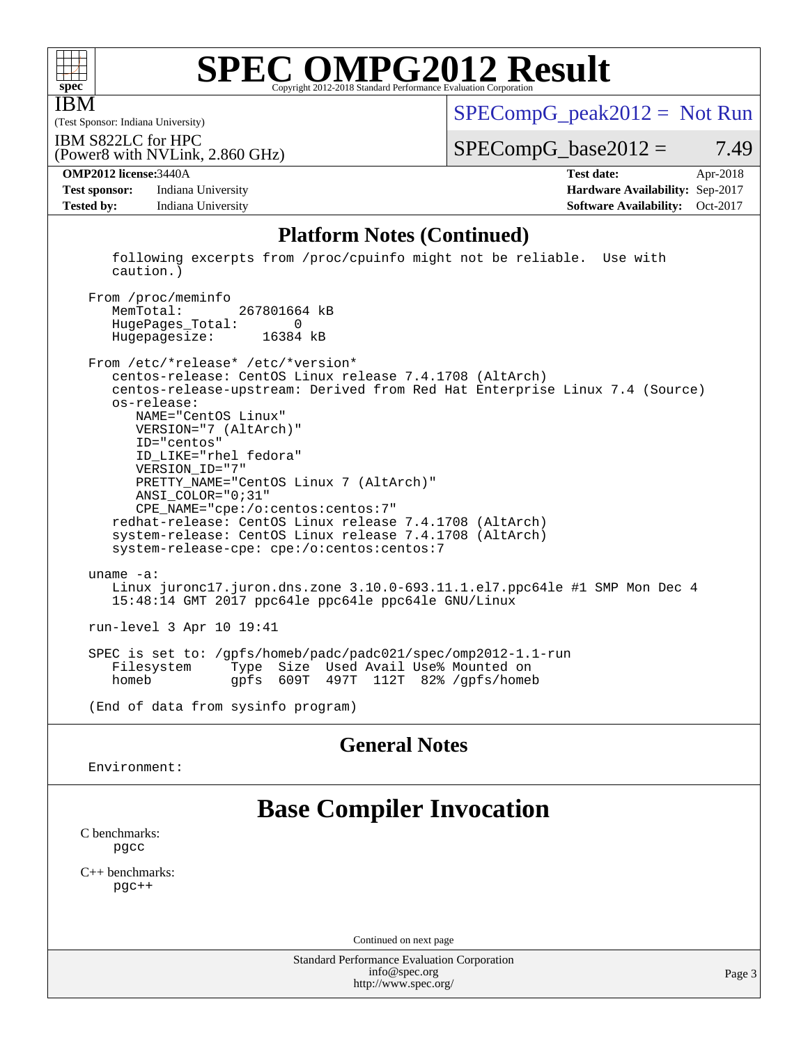## Platform Notes (Continued)

```
   following excerpts from /proc/cpuinfo might not be reliable.  Use with
   caution.)

 From /proc/meminfo
    MemTotal:       267801664 kB
    HugePages_Total:        0
    Hugepagesize:       16384 kB

 From /etc/*release* /etc/*version*
    centos-release: CentOS Linux release 7.4.1708 (AltArch)
    centos-release-upstream: Derived from Red Hat Enterprise Linux 7.4 (Source)
    os-release:
       NAME="CentOS Linux"
       VERSION="7 (AltArch)"
       ID="centos"
       ID_LIKE="rhel fedora"
       VERSION_ID="7"
       PRETTY_NAME="CentOS Linux 7 (AltArch)"
       ANSI_COLOR="0;31"
       CPE_NAME="cpe:/o:centos:centos:7"
    redhat-release: CentOS Linux release 7.4.1708 (AltArch)
    system-release: CentOS Linux release 7.4.1708 (AltArch)
    system-release-cpe: cpe:/o:centos:centos:7

 uname -a:
    Linux juronc17.juron.dns.zone 3.10.0-693.11.1.el7.ppc64le #1 SMP Mon Dec 4
    15:48:14 GMT 2017 ppc64le ppc64le ppc64le GNU/Linux

 run-level 3 Apr 10 19:41

 SPEC is set to: /gpfs/homeb/padc/padc021/spec/omp2012-1.1-run
    Filesystem     Type  Size  Used Avail Use% Mounted on
    homeb          gpfs  609T  497T  112T  82% /gpfs/homeb

 (End of data from sysinfo program)
```

## General Notes

```
Environment:
```

# Base Compiler Invocation

C benchmarks:
    pgcc

C++ benchmarks:
    pgc++

Continued on next page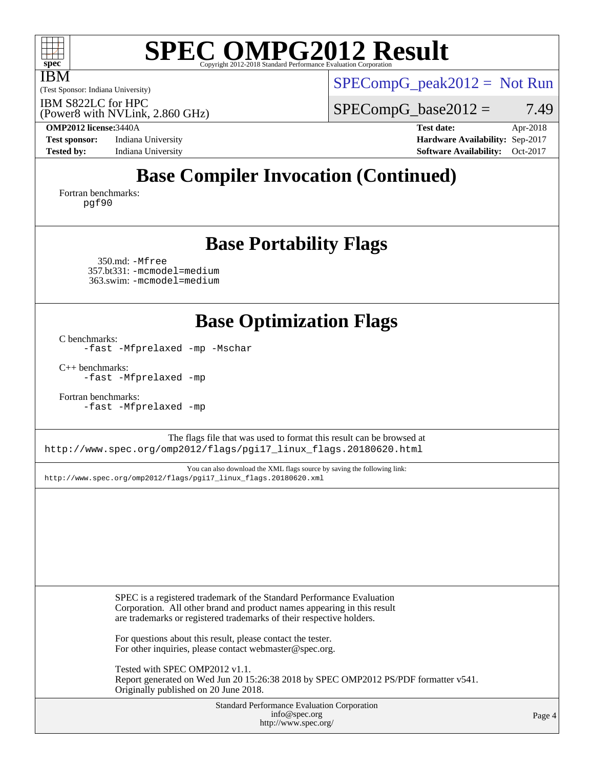# SPEC OMPG2012 Result

Copyright 2012-2018 Standard Performance Evaluation Corporation

IBM

(Test Sponsor: Indiana University)

IBM S822LC for HPC
(Power8 with NVLink, 2.860 GHz)

SPECompG_peak2012 = Not Run

SPECompG_base2012 = 7.49

| | | | |
|---|---|---|---|
| **OMP2012 license:** | 3440A | **Test date:** | Apr-2018 |
| **Test sponsor:** | Indiana University | **Hardware Availability:** | Sep-2017 |
| **Tested by:** | Indiana University | **Software Availability:** | Oct-2017 |

## Base Compiler Invocation (Continued)

Fortran benchmarks:
pgf90

## Base Portability Flags

350.md: -Mfree
357.bt331: -mcmodel=medium
363.swim: -mcmodel=medium

## Base Optimization Flags

C benchmarks:
-fast -Mfprelaxed -mp -Mschar

C++ benchmarks:
-fast -Mfprelaxed -mp

Fortran benchmarks:
-fast -Mfprelaxed -mp

The flags file that was used to format this result can be browsed at
http://www.spec.org/omp2012/flags/pgi17_linux_flags.20180620.html

You can also download the XML flags source by saving the following link:
http://www.spec.org/omp2012/flags/pgi17_linux_flags.20180620.xml

SPEC is a registered trademark of the Standard Performance Evaluation Corporation. All other brand and product names appearing in this result are trademarks or registered trademarks of their respective holders.

For questions about this result, please contact the tester.
For other inquiries, please contact webmaster@spec.org.

Tested with SPEC OMP2012 v1.1.
Report generated on Wed Jun 20 15:26:38 2018 by SPEC OMP2012 PS/PDF formatter v541.
Originally published on 20 June 2018.